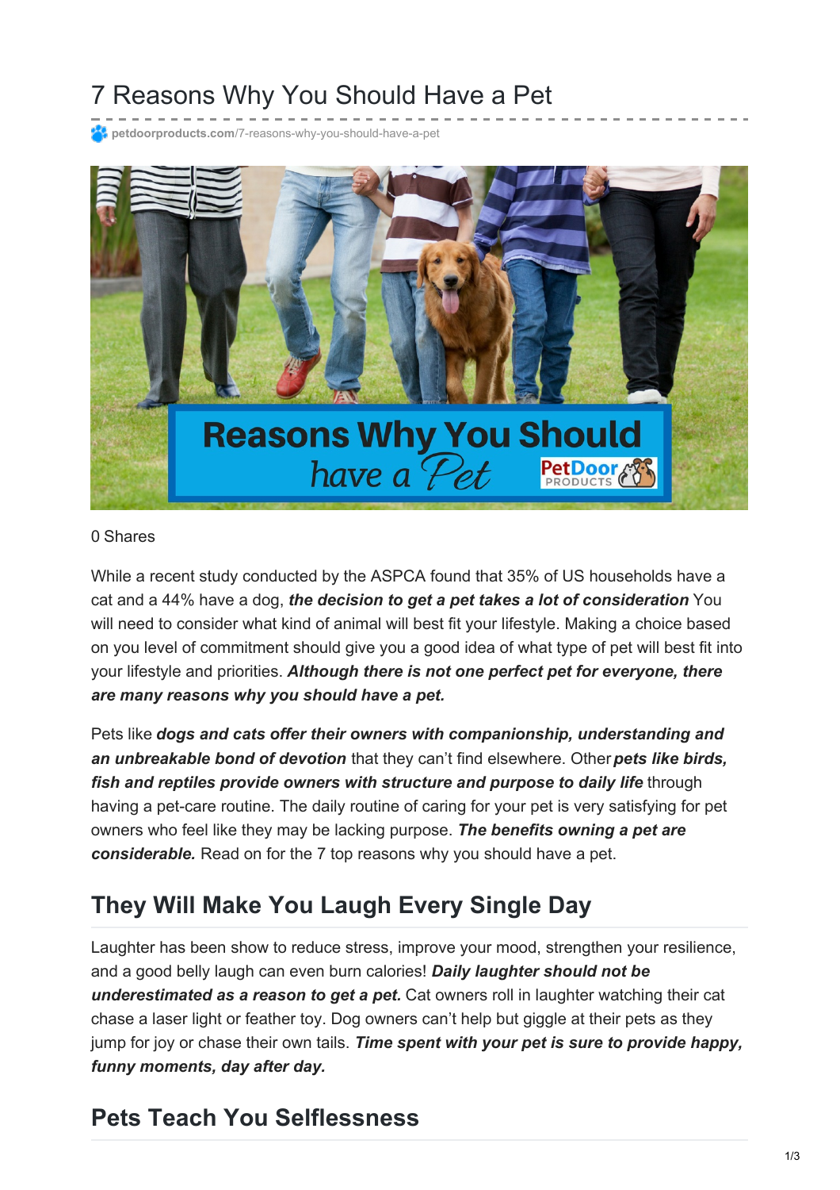# 7 Reasons Why You Should Have a Pet

petdoorproducts.com/7-reasons-why-you-should-have-a-pet

0 Shares

While a recent study conducted by the ASPCA found that 35% of US households have a cat and a 44% have a dog, ***the decision to get a pet takes a lot of consideration*** You will need to consider what kind of animal will best fit your lifestyle. Making a choice based on you level of commitment should give you a good idea of what type of pet will best fit into your lifestyle and priorities. ***Although there is not one perfect pet for everyone, there are many reasons why you should have a pet.***

Pets like ***dogs and cats offer their owners with companionship, understanding and an unbreakable bond of devotion*** that they can't find elsewhere. Other ***pets like birds, fish and reptiles provide owners with structure and purpose to daily life*** through having a pet-care routine. The daily routine of caring for your pet is very satisfying for pet owners who feel like they may be lacking purpose. ***The benefits owning a pet are considerable.*** Read on for the 7 top reasons why you should have a pet.

## They Will Make You Laugh Every Single Day

Laughter has been show to reduce stress, improve your mood, strengthen your resilience, and a good belly laugh can even burn calories! ***Daily laughter should not be underestimated as a reason to get a pet.*** Cat owners roll in laughter watching their cat chase a laser light or feather toy. Dog owners can't help but giggle at their pets as they jump for joy or chase their own tails. ***Time spent with your pet is sure to provide happy, funny moments, day after day.***

## Pets Teach You Selflessness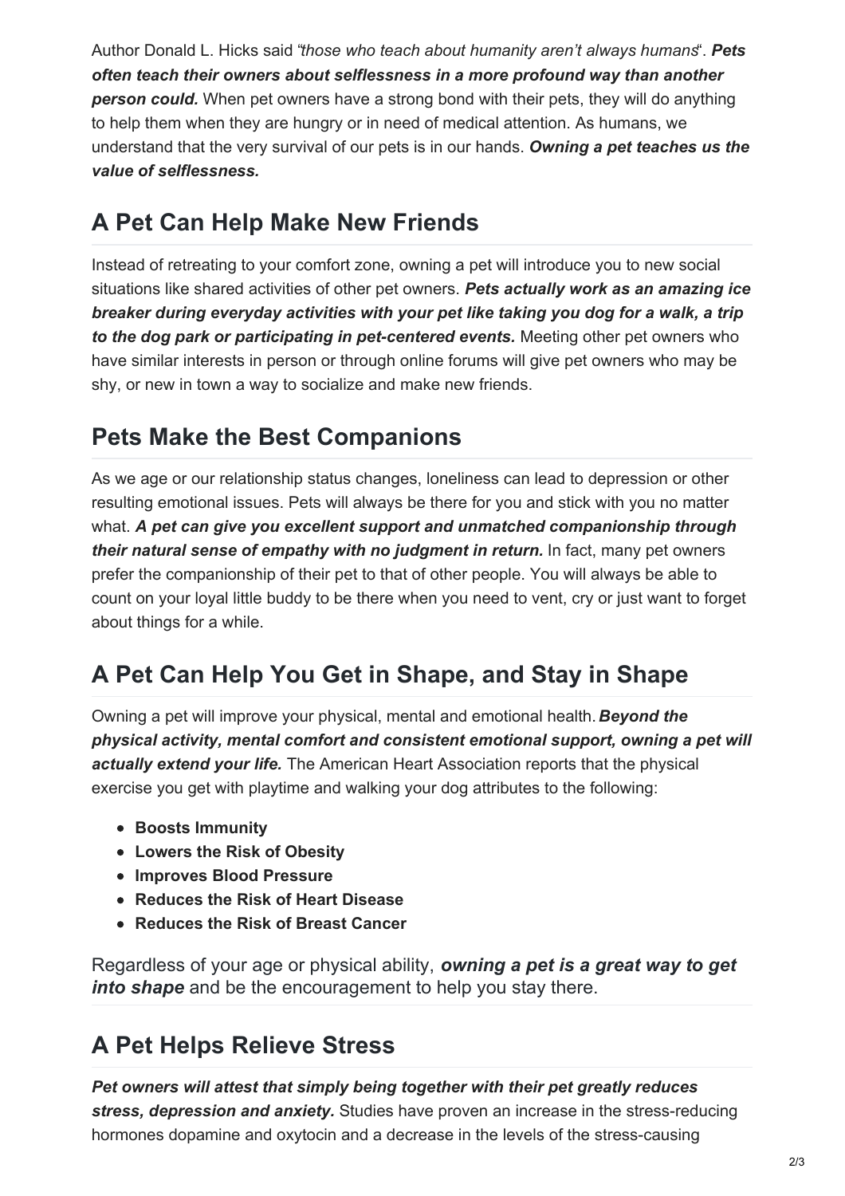Author Donald L. Hicks said "*those who teach about humanity aren't always humans*". ***Pets often teach their owners about selflessness in a more profound way than another person could.*** When pet owners have a strong bond with their pets, they will do anything to help them when they are hungry or in need of medical attention. As humans, we understand that the very survival of our pets is in our hands. ***Owning a pet teaches us the value of selflessness.***

## A Pet Can Help Make New Friends

Instead of retreating to your comfort zone, owning a pet will introduce you to new social situations like shared activities of other pet owners. ***Pets actually work as an amazing ice breaker during everyday activities with your pet like taking you dog for a walk, a trip to the dog park or participating in pet-centered events.*** Meeting other pet owners who have similar interests in person or through online forums will give pet owners who may be shy, or new in town a way to socialize and make new friends.

## Pets Make the Best Companions

As we age or our relationship status changes, loneliness can lead to depression or other resulting emotional issues. Pets will always be there for you and stick with you no matter what. ***A pet can give you excellent support and unmatched companionship through their natural sense of empathy with no judgment in return.*** In fact, many pet owners prefer the companionship of their pet to that of other people. You will always be able to count on your loyal little buddy to be there when you need to vent, cry or just want to forget about things for a while.

## A Pet Can Help You Get in Shape, and Stay in Shape

Owning a pet will improve your physical, mental and emotional health. ***Beyond the physical activity, mental comfort and consistent emotional support, owning a pet will actually extend your life.*** The American Heart Association reports that the physical exercise you get with playtime and walking your dog attributes to the following:

- **Boosts Immunity**
- **Lowers the Risk of Obesity**
- **Improves Blood Pressure**
- **Reduces the Risk of Heart Disease**
- **Reduces the Risk of Breast Cancer**

Regardless of your age or physical ability, ***owning a pet is a great way to get into shape*** and be the encouragement to help you stay there.

## A Pet Helps Relieve Stress

***Pet owners will attest that simply being together with their pet greatly reduces stress, depression and anxiety.*** Studies have proven an increase in the stress-reducing hormones dopamine and oxytocin and a decrease in the levels of the stress-causing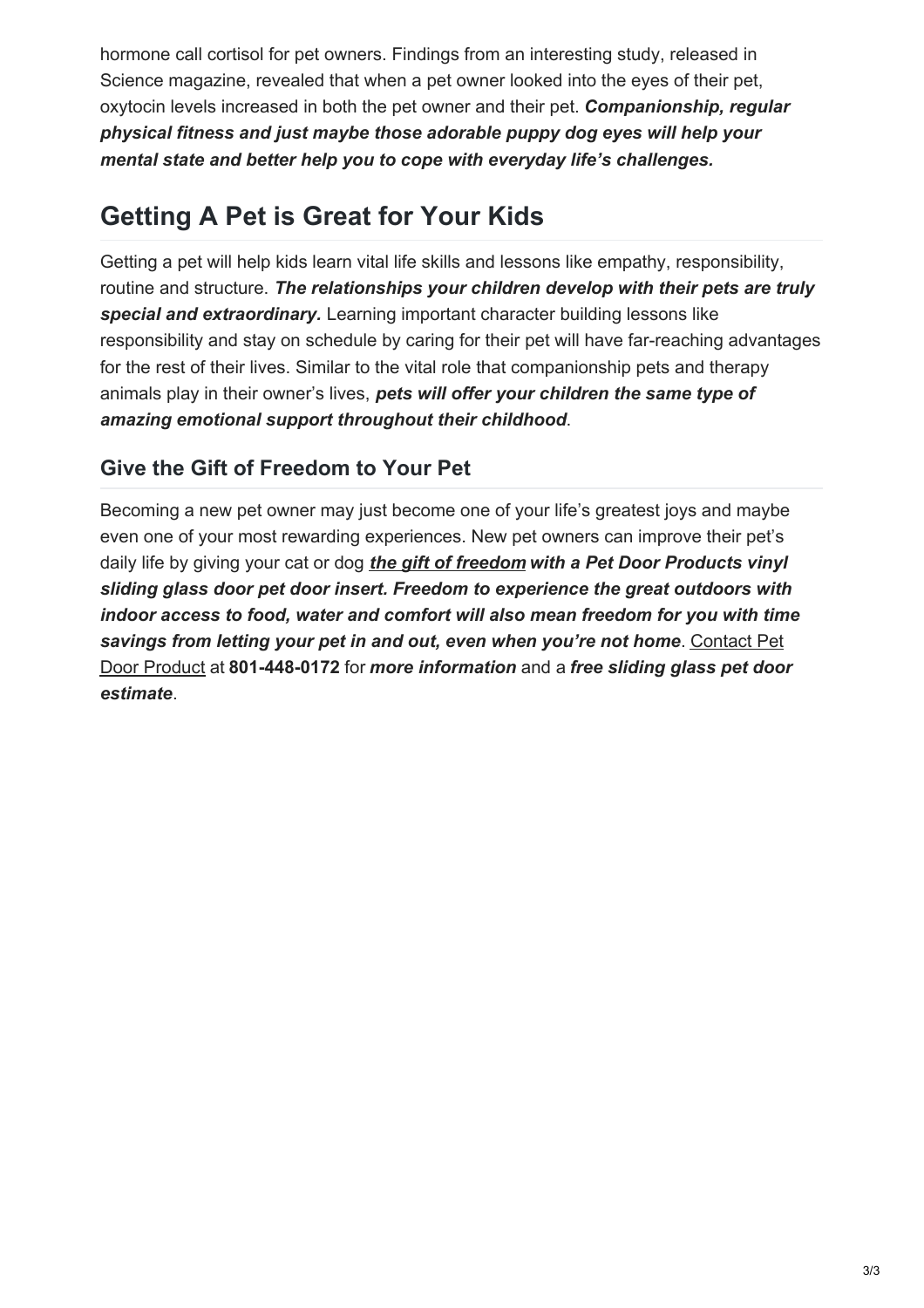hormone call cortisol for pet owners. Findings from an interesting study, released in Science magazine, revealed that when a pet owner looked into the eyes of their pet, oxytocin levels increased in both the pet owner and their pet. ***Companionship, regular physical fitness and just maybe those adorable puppy dog eyes will help your mental state and better help you to cope with everyday life's challenges.***

## Getting A Pet is Great for Your Kids

Getting a pet will help kids learn vital life skills and lessons like empathy, responsibility, routine and structure. ***The relationships your children develop with their pets are truly special and extraordinary.*** Learning important character building lessons like responsibility and stay on schedule by caring for their pet will have far-reaching advantages for the rest of their lives. Similar to the vital role that companionship pets and therapy animals play in their owner's lives, ***pets will offer your children the same type of amazing emotional support throughout their childhood***.

### Give the Gift of Freedom to Your Pet

Becoming a new pet owner may just become one of your life's greatest joys and maybe even one of your most rewarding experiences. New pet owners can improve their pet's daily life by giving your cat or dog ***the gift of freedom with a Pet Door Products vinyl sliding glass door pet door insert. Freedom to experience the great outdoors with indoor access to food, water and comfort will also mean freedom for you with time savings from letting your pet in and out, even when you're not home***. Contact Pet Door Product at **801-448-0172** for ***more information*** and a ***free sliding glass pet door estimate***.